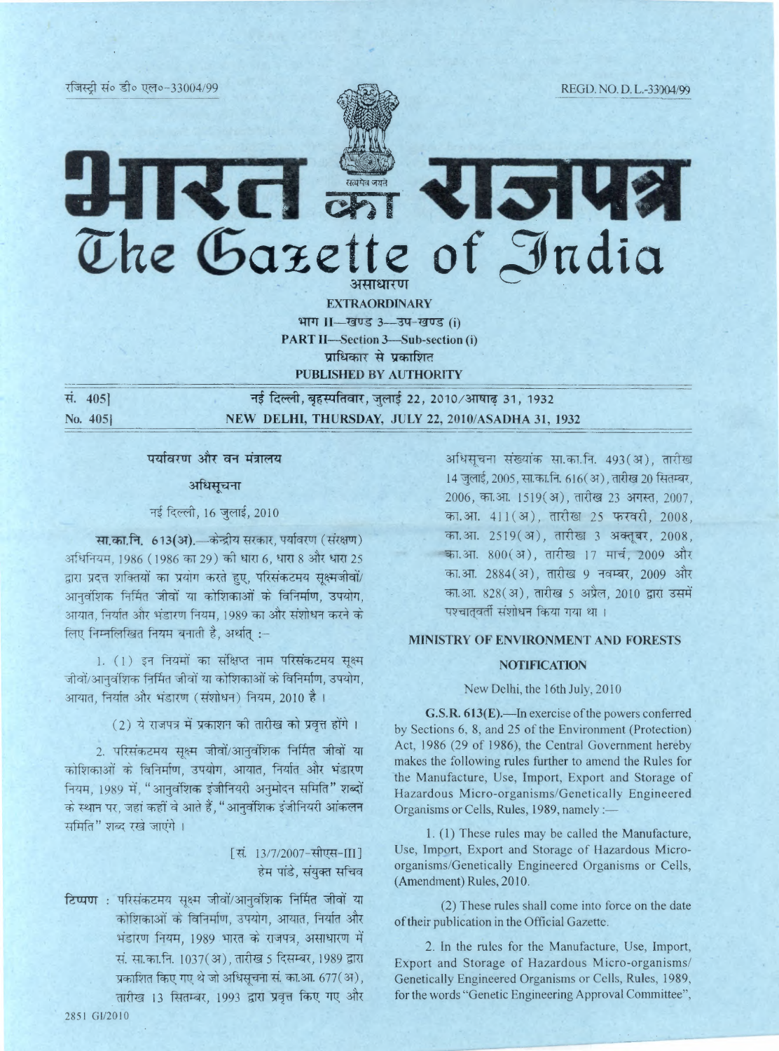रजिस्ट्री सं० डी० एल०-33004/99 REGD. NO. D. L.-33004/99

# भारत का राजपत्र
# The Gazette of India

असाधारण

**EXTRAORDINARY**

भाग II—खण्ड 3—उप-खण्ड (i)

**PART II—Section 3—Sub-section (i)**

प्राधिकार से प्रकाशित

**PUBLISHED BY AUTHORITY**

सं. 405] नई दिल्ली, बृहस्पतिवार, जुलाई 22, 2010/आषाढ़ 31, 1932

No. 405] NEW DELHI, THURSDAY, JULY 22, 2010/ASADHA 31, 1932

## पर्यावरण और वन मंत्रालय

### अधिसूचना

नई दिल्ली, 16 जुलाई, 2010

**सा.का.नि. 613(अ).**—केन्द्रीय सरकार, पर्यावरण (संरक्षण) अधिनियम, 1986 (1986 का 29) की धारा 6, धारा 8 और धारा 25 द्वारा प्रदत्त शक्तियों का प्रयोग करते हुए, परिसंकटमय सूक्ष्मजीवों/आनुवंशिक निर्मित जीवों या कोशिकाओं के विनिर्माण, उपयोग, आयात, निर्यात और भंडारण नियम, 1989 का और संशोधन करने के लिए निम्नलिखित नियम बनाती है, अर्थात् :-

1. (1) इन नियमों का संक्षिप्त नाम परिसंकटमय सूक्ष्म जीवों/आनुवंशिक निर्मित जीवों या कोशिकाओं के विनिर्माण, उपयोग, आयात, निर्यात और भंडारण (संशोधन) नियम, 2010 है ।

(2) ये राजपत्र में प्रकाशन की तारीख को प्रवृत्त होंगे ।

2. परिसंकटमय सूक्ष्म जीवों/आनुवंशिक निर्मित जीवों या कोशिकाओं के विनिर्माण, उपयोग, आयात, निर्यात और भंडारण नियम, 1989 में, "आनुवंशिक इंजीनियरी अनुमोदन समिति" शब्दों के स्थान पर, जहां कहीं वे आते हैं, "आनुवंशिक इंजीनियरी आंकलन समिति" शब्द रखे जाएंगे ।

[सं. 13/7/2007-सीएस-III]

हेम पांडे, संयुक्त सचिव

**टिप्पण :** परिसंकटमय सूक्ष्म जीवों/आनुवंशिक निर्मित जीवों या कोशिकाओं के विनिर्माण, उपयोग, आयात, निर्यात और भंडारण नियम, 1989 भारत के राजपत्र, असाधारण में सं. सा.का.नि. 1037(अ), तारीख 5 दिसम्बर, 1989 द्वारा प्रकाशित किए गए थे जो अधिसूचना सं. का.आ. 677(अ), तारीख 13 सितम्बर, 1993 द्वारा प्रवृत्त किए गए और अधिसूचना संख्यांक सा.का.नि. 493(अ), तारीख 14 जुलाई, 2005, सा.का.नि. 616(अ), तारीख 20 सितम्बर, 2006, का.आ. 1519(अ), तारीख 23 अगस्त, 2007, का.आ. 411(अ), तारीख 25 फरवरी, 2008, का.आ. 2519(अ), तारीख 3 अक्तूबर, 2008, का.आ. 800(अ), तारीख 17 मार्च, 2009 और का.आ. 2884(अ), तारीख 9 नवम्बर, 2009 और का.आ. 828(अ), तारीख 5 अप्रैल, 2010 द्वारा उसमें पश्चात्वर्ती संशोधन किया गया था ।

## MINISTRY OF ENVIRONMENT AND FORESTS

### NOTIFICATION

New Delhi, the 16th July, 2010

**G.S.R. 613(E).**—In exercise of the powers conferred by Sections 6, 8, and 25 of the Environment (Protection) Act, 1986 (29 of 1986), the Central Government hereby makes the following rules further to amend the Rules for the Manufacture, Use, Import, Export and Storage of Hazardous Micro-organisms/Genetically Engineered Organisms or Cells, Rules, 1989, namely :—

1. (1) These rules may be called the Manufacture, Use, Import, Export and Storage of Hazardous Micro-organisms/Genetically Engineered Organisms or Cells, (Amendment) Rules, 2010.

(2) These rules shall come into force on the date of their publication in the Official Gazette.

2. In the rules for the Manufacture, Use, Import, Export and Storage of Hazardous Micro-organisms/Genetically Engineered Organisms or Cells, Rules, 1989, for the words "Genetic Engineering Approval Committee",

2851 GI/2010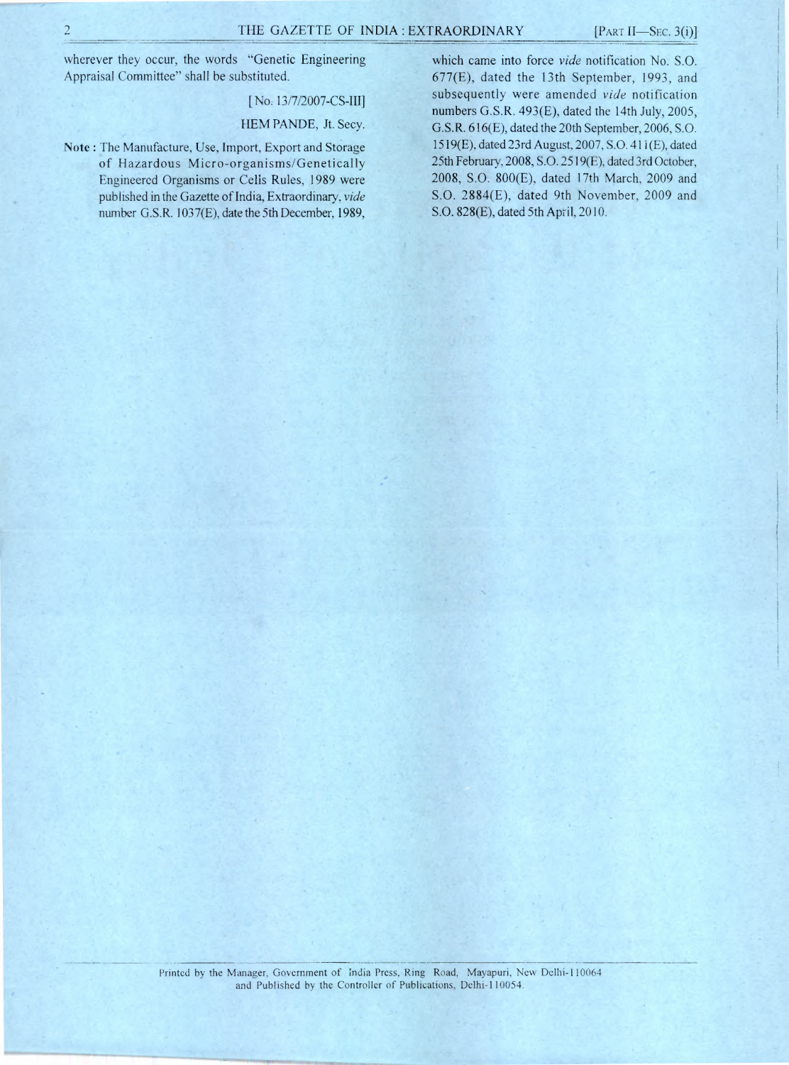wherever they occur, the words "Genetic Engineering Appraisal Committee" shall be substituted.

[ No. 13/7/2007-CS-III]

HEM PANDE, Jt. Secy.

**Note :** The Manufacture, Use, Import, Export and Storage of Hazardous Micro-organisms/Genetically Engineered Organisms or Cells Rules, 1989 were published in the Gazette of India, Extraordinary, *vide* number G.S.R. 1037(E), date the 5th December, 1989, which came into force *vide* notification No. S.O. 677(E), dated the 13th September, 1993, and subsequently were amended *vide* notification numbers G.S.R. 493(E), dated the 14th July, 2005, G.S.R. 616(E), dated the 20th September, 2006, S.O. 1519(E), dated 23rd August, 2007, S.O. 41 i(E), dated 25th February, 2008, S.O. 2519(E), dated 3rd October, 2008, S.O. 800(E), dated 17th March, 2009 and S.O. 2884(E), dated 9th November, 2009 and S.O. 828(E), dated 5th April, 2010.

Printed by the Manager, Government of India Press, Ring Road, Mayapuri, New Delhi-110064 and Published by the Controller of Publications, Delhi-110054.